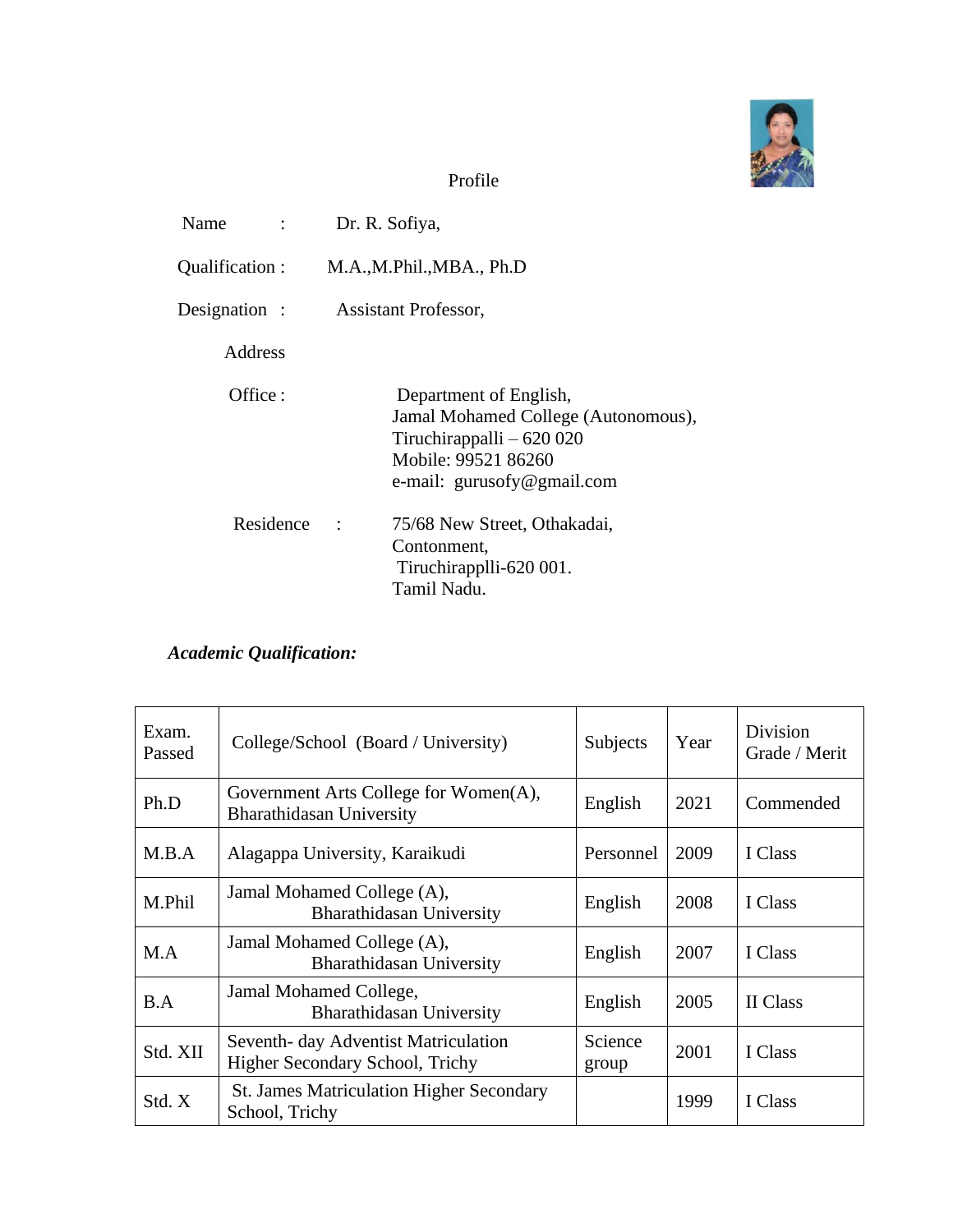Profile

Name : Dr. R. Sofiya,

Qualification : M.A.,M.Phil.,MBA., Ph.D

Designation : Assistant Professor,

Address

Office : Department of English,
Jamal Mohamed College (Autonomous),
Tiruchirappalli – 620 020
Mobile: 99521 86260
e-mail: gurusofy@gmail.com

Residence : 75/68 New Street, Othakadai,
Contonment,
Tiruchirapplli-620 001.
Tamil Nadu.

***Academic Qualification:***

| Exam. Passed | College/School (Board / University) | Subjects | Year | Division Grade / Merit |
|---|---|---|---|---|
| Ph.D | Government Arts College for Women(A), Bharathidasan University | English | 2021 | Commended |
| M.B.A | Alagappa University, Karaikudi | Personnel | 2009 | I Class |
| M.Phil | Jamal Mohamed College (A), Bharathidasan University | English | 2008 | I Class |
| M.A | Jamal Mohamed College (A), Bharathidasan University | English | 2007 | I Class |
| B.A | Jamal Mohamed College, Bharathidasan University | English | 2005 | II Class |
| Std. XII | Seventh- day Adventist Matriculation Higher Secondary School, Trichy | Science group | 2001 | I Class |
| Std. X | St. James Matriculation Higher Secondary School, Trichy | | 1999 | I Class |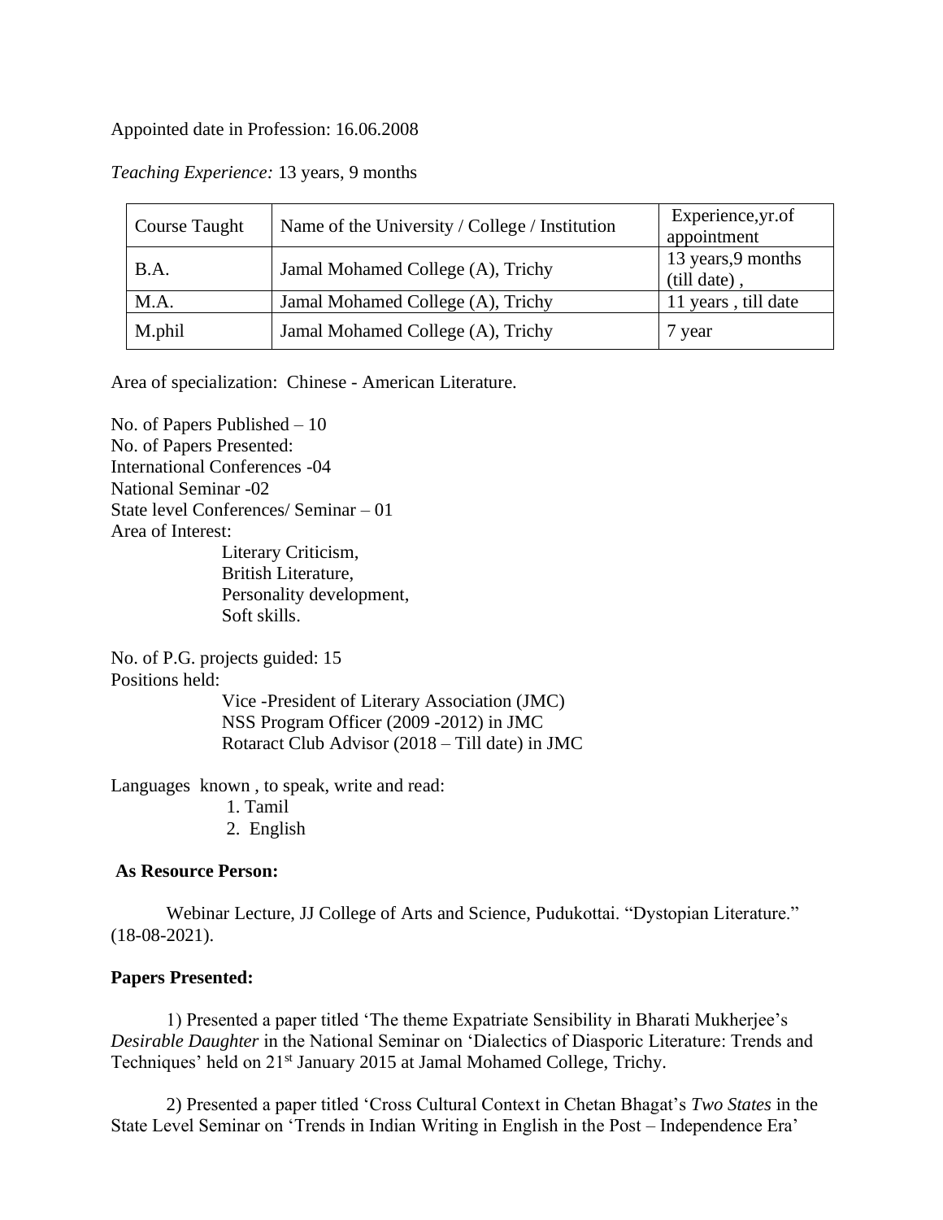Appointed date in Profession: 16.06.2008

*Teaching Experience:* 13 years, 9 months

| Course Taught | Name of the University / College / Institution | Experience,yr.of appointment |
|---|---|---|
| B.A. | Jamal Mohamed College (A), Trichy | 13 years,9 months (till date) , |
| M.A. | Jamal Mohamed College (A), Trichy | 11 years , till date |
| M.phil | Jamal Mohamed College (A), Trichy | 7 year |

Area of specialization: Chinese - American Literature.

No. of Papers Published – 10
No. of Papers Presented:
International Conferences -04
National Seminar -02
State level Conferences/ Seminar – 01
Area of Interest:
 Literary Criticism,
 British Literature,
 Personality development,
 Soft skills.

No. of P.G. projects guided: 15
Positions held:
 Vice -President of Literary Association (JMC)
 NSS Program Officer (2009 -2012) in JMC
 Rotaract Club Advisor (2018 – Till date) in JMC

Languages known , to speak, write and read:
1. Tamil
2. English

**As Resource Person:**

Webinar Lecture, JJ College of Arts and Science, Pudukottai. "Dystopian Literature." (18-08-2021).

**Papers Presented:**

1) Presented a paper titled 'The theme Expatriate Sensibility in Bharati Mukherjee's *Desirable Daughter* in the National Seminar on 'Dialectics of Diasporic Literature: Trends and Techniques' held on 21st January 2015 at Jamal Mohamed College, Trichy.

2) Presented a paper titled 'Cross Cultural Context in Chetan Bhagat's *Two States* in the State Level Seminar on 'Trends in Indian Writing in English in the Post – Independence Era'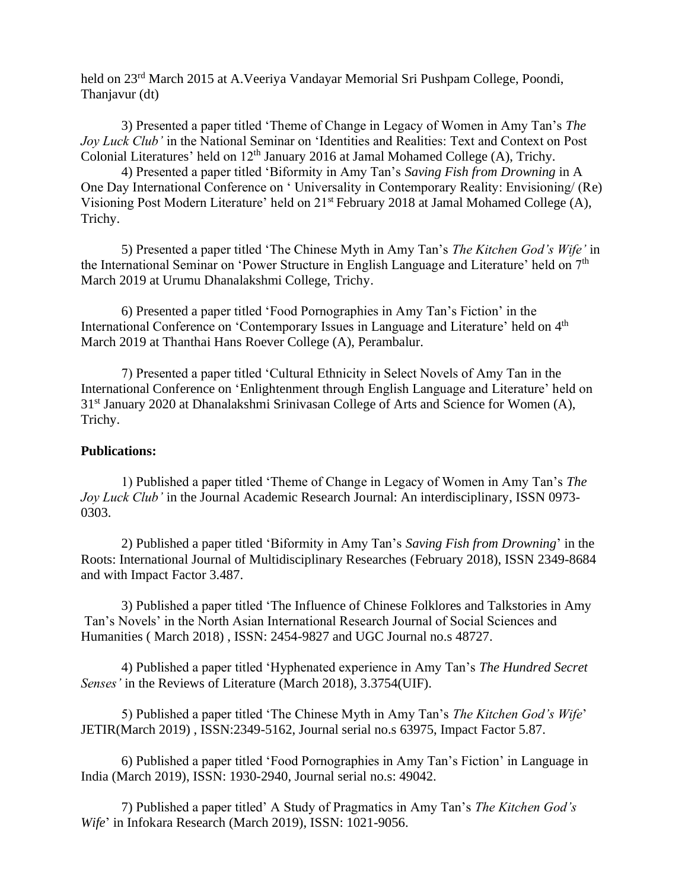held on 23rd March 2015 at A.Veeriya Vandayar Memorial Sri Pushpam College, Poondi, Thanjavur (dt)

3) Presented a paper titled 'Theme of Change in Legacy of Women in Amy Tan's *The Joy Luck Club'* in the National Seminar on 'Identities and Realities: Text and Context on Post Colonial Literatures' held on 12th January 2016 at Jamal Mohamed College (A), Trichy.

4) Presented a paper titled 'Biformity in Amy Tan's *Saving Fish from Drowning* in A One Day International Conference on ' Universality in Contemporary Reality: Envisioning/ (Re) Visioning Post Modern Literature' held on 21st February 2018 at Jamal Mohamed College (A), Trichy.

5) Presented a paper titled 'The Chinese Myth in Amy Tan's *The Kitchen God's Wife'* in the International Seminar on 'Power Structure in English Language and Literature' held on 7th March 2019 at Urumu Dhanalakshmi College, Trichy.

6) Presented a paper titled 'Food Pornographies in Amy Tan's Fiction' in the International Conference on 'Contemporary Issues in Language and Literature' held on 4th March 2019 at Thanthai Hans Roever College (A), Perambalur.

7) Presented a paper titled 'Cultural Ethnicity in Select Novels of Amy Tan in the International Conference on 'Enlightenment through English Language and Literature' held on 31st January 2020 at Dhanalakshmi Srinivasan College of Arts and Science for Women (A), Trichy.

**Publications:**

1) Published a paper titled 'Theme of Change in Legacy of Women in Amy Tan's *The Joy Luck Club'* in the Journal Academic Research Journal: An interdisciplinary, ISSN 0973-0303.

2) Published a paper titled 'Biformity in Amy Tan's *Saving Fish from Drowning*' in the Roots: International Journal of Multidisciplinary Researches (February 2018), ISSN 2349-8684 and with Impact Factor 3.487.

3) Published a paper titled 'The Influence of Chinese Folklores and Talkstories in Amy Tan's Novels' in the North Asian International Research Journal of Social Sciences and Humanities ( March 2018) , ISSN: 2454-9827 and UGC Journal no.s 48727.

4) Published a paper titled 'Hyphenated experience in Amy Tan's *The Hundred Secret Senses'* in the Reviews of Literature (March 2018), 3.3754(UIF).

5) Published a paper titled 'The Chinese Myth in Amy Tan's *The Kitchen God's Wife*' JETIR(March 2019) , ISSN:2349-5162, Journal serial no.s 63975, Impact Factor 5.87.

6) Published a paper titled 'Food Pornographies in Amy Tan's Fiction' in Language in India (March 2019), ISSN: 1930-2940, Journal serial no.s: 49042.

7) Published a paper titled' A Study of Pragmatics in Amy Tan's *The Kitchen God's Wife*' in Infokara Research (March 2019), ISSN: 1021-9056.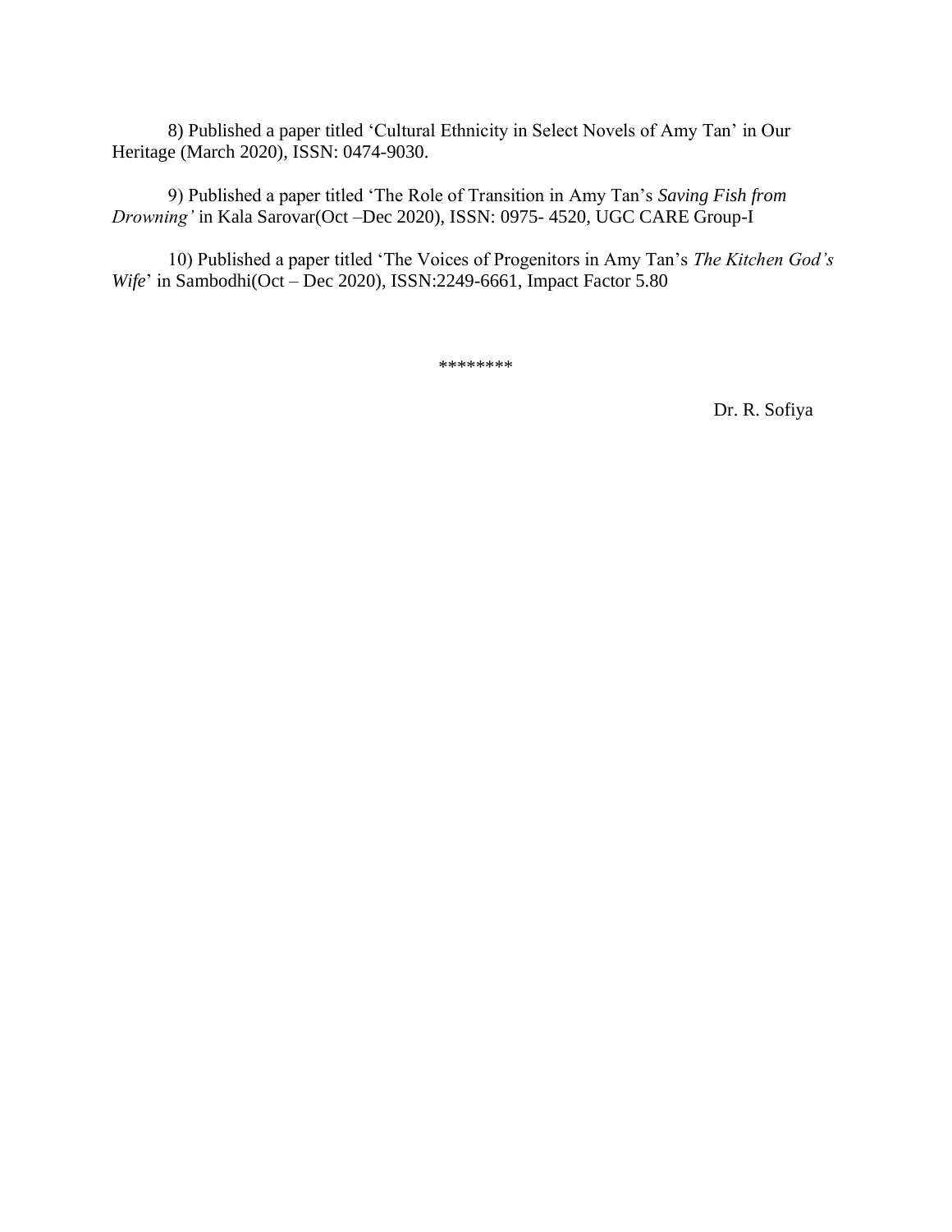8) Published a paper titled 'Cultural Ethnicity in Select Novels of Amy Tan' in Our Heritage (March 2020), ISSN: 0474-9030.

9) Published a paper titled 'The Role of Transition in Amy Tan's *Saving Fish from Drowning'* in Kala Sarovar(Oct –Dec 2020), ISSN: 0975- 4520, UGC CARE Group-I

10) Published a paper titled 'The Voices of Progenitors in Amy Tan's *The Kitchen God's Wife*' in Sambodhi(Oct – Dec 2020), ISSN:2249-6661, Impact Factor 5.80

********

Dr. R. Sofiya